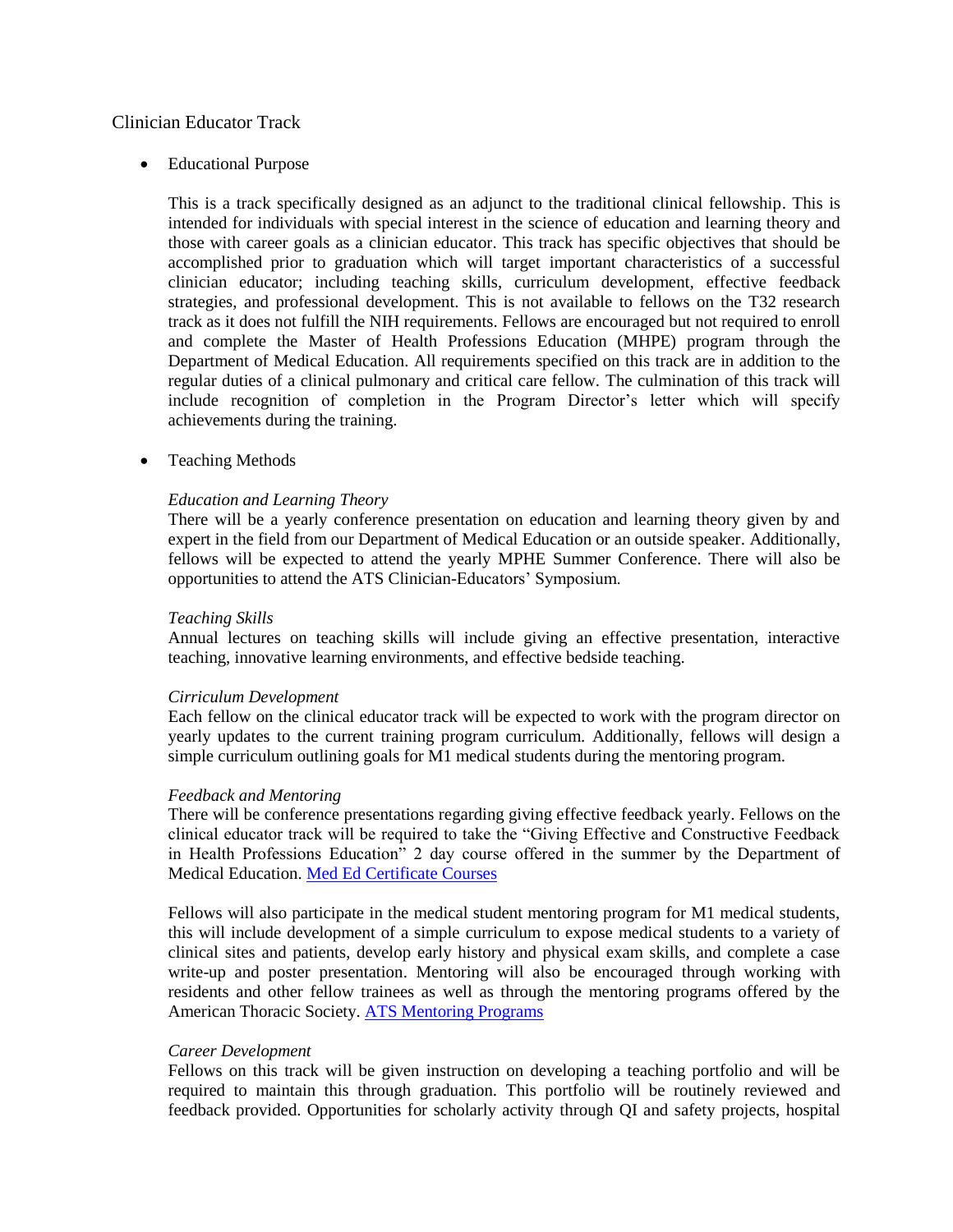# Clinician Educator Track

- Educational Purpose

  This is a track specifically designed as an adjunct to the traditional clinical fellowship. This is intended for individuals with special interest in the science of education and learning theory and those with career goals as a clinician educator. This track has specific objectives that should be accomplished prior to graduation which will target important characteristics of a successful clinician educator; including teaching skills, curriculum development, effective feedback strategies, and professional development. This is not available to fellows on the T32 research track as it does not fulfill the NIH requirements. Fellows are encouraged but not required to enroll and complete the Master of Health Professions Education (MHPE) program through the Department of Medical Education. All requirements specified on this track are in addition to the regular duties of a clinical pulmonary and critical care fellow. The culmination of this track will include recognition of completion in the Program Director's letter which will specify achievements during the training.

- Teaching Methods

  *Education and Learning Theory*
  There will be a yearly conference presentation on education and learning theory given by and expert in the field from our Department of Medical Education or an outside speaker. Additionally, fellows will be expected to attend the yearly MPHE Summer Conference. There will also be opportunities to attend the ATS Clinician-Educators' Symposium.

  *Teaching Skills*
  Annual lectures on teaching skills will include giving an effective presentation, interactive teaching, innovative learning environments, and effective bedside teaching.

  *Cirriculum Development*
  Each fellow on the clinical educator track will be expected to work with the program director on yearly updates to the current training program curriculum. Additionally, fellows will design a simple curriculum outlining goals for M1 medical students during the mentoring program.

  *Feedback and Mentoring*
  There will be conference presentations regarding giving effective feedback yearly. Fellows on the clinical educator track will be required to take the "Giving Effective and Constructive Feedback in Health Professions Education" 2 day course offered in the summer by the Department of Medical Education. Med Ed Certificate Courses

  Fellows will also participate in the medical student mentoring program for M1 medical students, this will include development of a simple curriculum to expose medical students to a variety of clinical sites and patients, develop early history and physical exam skills, and complete a case write-up and poster presentation. Mentoring will also be encouraged through working with residents and other fellow trainees as well as through the mentoring programs offered by the American Thoracic Society. ATS Mentoring Programs

  *Career Development*
  Fellows on this track will be given instruction on developing a teaching portfolio and will be required to maintain this through graduation. This portfolio will be routinely reviewed and feedback provided. Opportunities for scholarly activity through QI and safety projects, hospital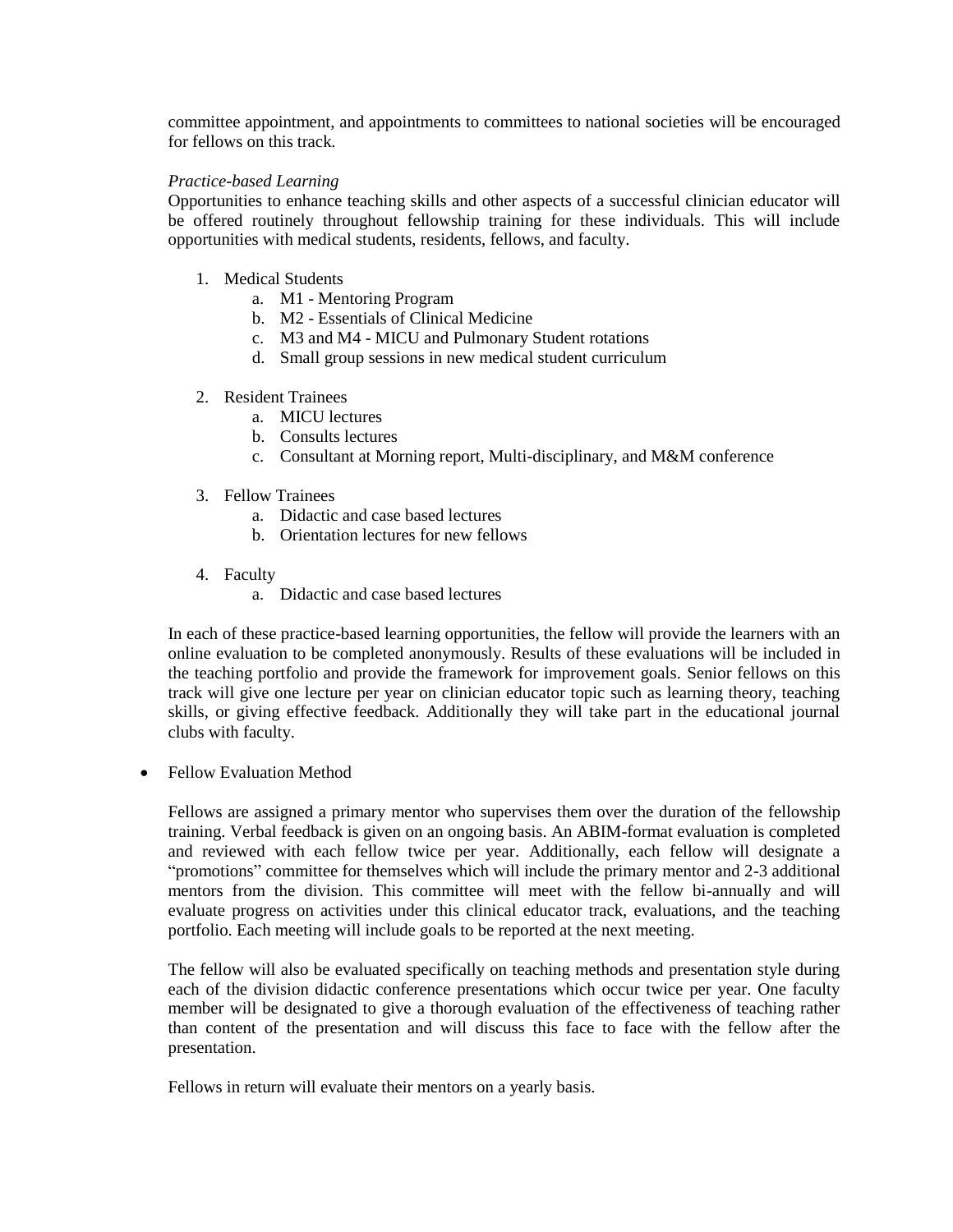committee appointment, and appointments to committees to national societies will be encouraged for fellows on this track.

*Practice-based Learning*

Opportunities to enhance teaching skills and other aspects of a successful clinician educator will be offered routinely throughout fellowship training for these individuals. This will include opportunities with medical students, residents, fellows, and faculty.

1. Medical Students
   a. M1 - Mentoring Program
   b. M2 - Essentials of Clinical Medicine
   c. M3 and M4 - MICU and Pulmonary Student rotations
   d. Small group sessions in new medical student curriculum

2. Resident Trainees
   a. MICU lectures
   b. Consults lectures
   c. Consultant at Morning report, Multi-disciplinary, and M&M conference

3. Fellow Trainees
   a. Didactic and case based lectures
   b. Orientation lectures for new fellows

4. Faculty
   a. Didactic and case based lectures

In each of these practice-based learning opportunities, the fellow will provide the learners with an online evaluation to be completed anonymously. Results of these evaluations will be included in the teaching portfolio and provide the framework for improvement goals. Senior fellows on this track will give one lecture per year on clinician educator topic such as learning theory, teaching skills, or giving effective feedback. Additionally they will take part in the educational journal clubs with faculty.

- Fellow Evaluation Method

  Fellows are assigned a primary mentor who supervises them over the duration of the fellowship training. Verbal feedback is given on an ongoing basis. An ABIM-format evaluation is completed and reviewed with each fellow twice per year. Additionally, each fellow will designate a "promotions" committee for themselves which will include the primary mentor and 2-3 additional mentors from the division. This committee will meet with the fellow bi-annually and will evaluate progress on activities under this clinical educator track, evaluations, and the teaching portfolio. Each meeting will include goals to be reported at the next meeting.

  The fellow will also be evaluated specifically on teaching methods and presentation style during each of the division didactic conference presentations which occur twice per year. One faculty member will be designated to give a thorough evaluation of the effectiveness of teaching rather than content of the presentation and will discuss this face to face with the fellow after the presentation.

  Fellows in return will evaluate their mentors on a yearly basis.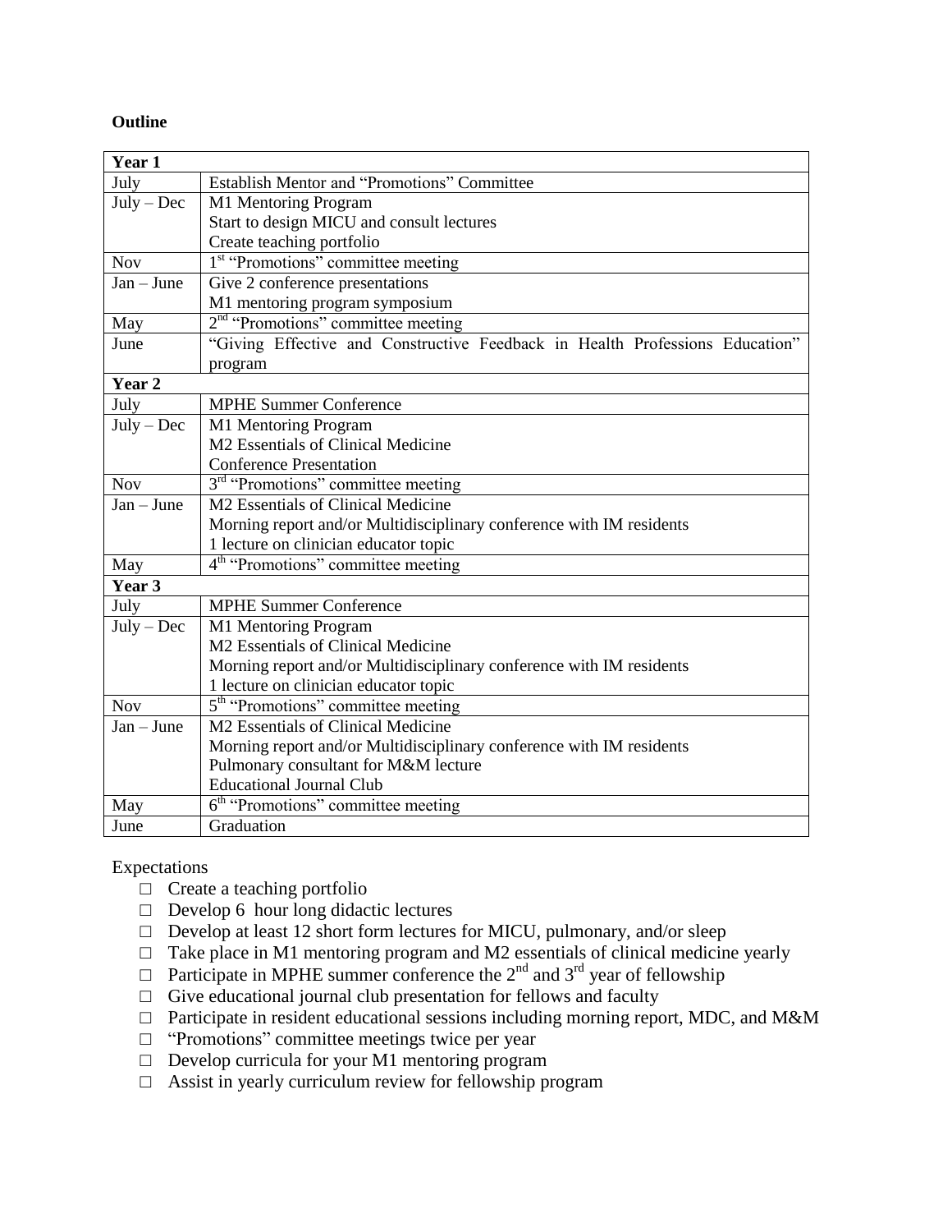**Outline**

| | |
|---|---|
| **Year 1** | |
| July | Establish Mentor and "Promotions" Committee |
| July – Dec | M1 Mentoring Program<br>Start to design MICU and consult lectures<br>Create teaching portfolio |
| Nov | 1st "Promotions" committee meeting |
| Jan – June | Give 2 conference presentations<br>M1 mentoring program symposium |
| May | 2nd "Promotions" committee meeting |
| June | "Giving Effective and Constructive Feedback in Health Professions Education" program |
| **Year 2** | |
| July | MPHE Summer Conference |
| July – Dec | M1 Mentoring Program<br>M2 Essentials of Clinical Medicine<br>Conference Presentation |
| Nov | 3rd "Promotions" committee meeting |
| Jan – June | M2 Essentials of Clinical Medicine<br>Morning report and/or Multidisciplinary conference with IM residents<br>1 lecture on clinician educator topic |
| May | 4th "Promotions" committee meeting |
| **Year 3** | |
| July | MPHE Summer Conference |
| July – Dec | M1 Mentoring Program<br>M2 Essentials of Clinical Medicine<br>Morning report and/or Multidisciplinary conference with IM residents<br>1 lecture on clinician educator topic |
| Nov | 5th "Promotions" committee meeting |
| Jan – June | M2 Essentials of Clinical Medicine<br>Morning report and/or Multidisciplinary conference with IM residents<br>Pulmonary consultant for M&M lecture<br>Educational Journal Club |
| May | 6th "Promotions" committee meeting |
| June | Graduation |

Expectations

- □ Create a teaching portfolio
- □ Develop 6 hour long didactic lectures
- □ Develop at least 12 short form lectures for MICU, pulmonary, and/or sleep
- □ Take place in M1 mentoring program and M2 essentials of clinical medicine yearly
- □ Participate in MPHE summer conference the 2nd and 3rd year of fellowship
- □ Give educational journal club presentation for fellows and faculty
- □ Participate in resident educational sessions including morning report, MDC, and M&M
- □ "Promotions" committee meetings twice per year
- □ Develop curricula for your M1 mentoring program
- □ Assist in yearly curriculum review for fellowship program